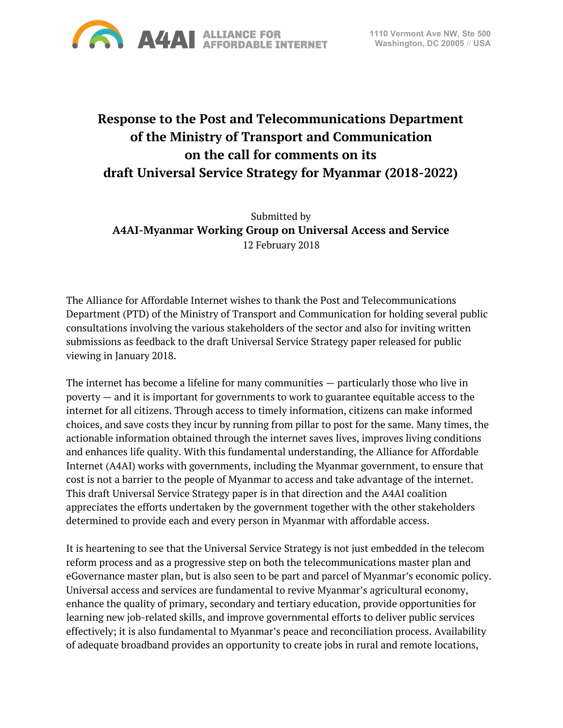# Response to the Post and Telecommunications Department of the Ministry of Transport and Communication on the call for comments on its draft Universal Service Strategy for Myanmar (2018-2022)

Submitted by
**A4AI-Myanmar Working Group on Universal Access and Service**
12 February 2018

The Alliance for Affordable Internet wishes to thank the Post and Telecommunications Department (PTD) of the Ministry of Transport and Communication for holding several public consultations involving the various stakeholders of the sector and also for inviting written submissions as feedback to the draft Universal Service Strategy paper released for public viewing in January 2018.

The internet has become a lifeline for many communities — particularly those who live in poverty — and it is important for governments to work to guarantee equitable access to the internet for all citizens. Through access to timely information, citizens can make informed choices, and save costs they incur by running from pillar to post for the same. Many times, the actionable information obtained through the internet saves lives, improves living conditions and enhances life quality. With this fundamental understanding, the Alliance for Affordable Internet (A4AI) works with governments, including the Myanmar government, to ensure that cost is not a barrier to the people of Myanmar to access and take advantage of the internet. This draft Universal Service Strategy paper is in that direction and the A4AI coalition appreciates the efforts undertaken by the government together with the other stakeholders determined to provide each and every person in Myanmar with affordable access.

It is heartening to see that the Universal Service Strategy is not just embedded in the telecom reform process and as a progressive step on both the telecommunications master plan and eGovernance master plan, but is also seen to be part and parcel of Myanmar's economic policy. Universal access and services are fundamental to revive Myanmar's agricultural economy, enhance the quality of primary, secondary and tertiary education, provide opportunities for learning new job-related skills, and improve governmental efforts to deliver public services effectively; it is also fundamental to Myanmar's peace and reconciliation process. Availability of adequate broadband provides an opportunity to create jobs in rural and remote locations,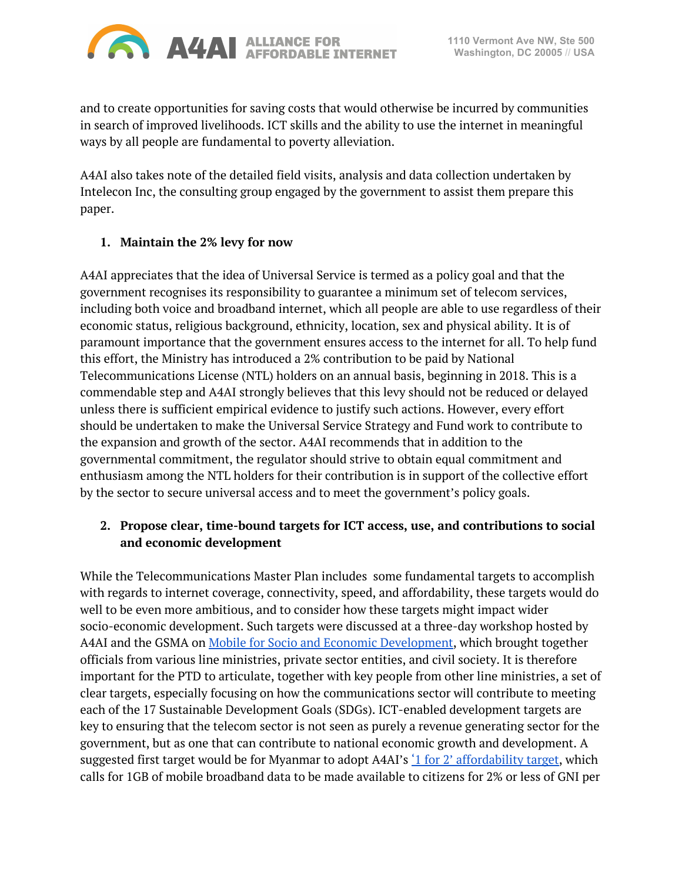and to create opportunities for saving costs that would otherwise be incurred by communities in search of improved livelihoods. ICT skills and the ability to use the internet in meaningful ways by all people are fundamental to poverty alleviation.

A4AI also takes note of the detailed field visits, analysis and data collection undertaken by Intelecon Inc, the consulting group engaged by the government to assist them prepare this paper.

1. **Maintain the 2% levy for now**

A4AI appreciates that the idea of Universal Service is termed as a policy goal and that the government recognises its responsibility to guarantee a minimum set of telecom services, including both voice and broadband internet, which all people are able to use regardless of their economic status, religious background, ethnicity, location, sex and physical ability. It is of paramount importance that the government ensures access to the internet for all. To help fund this effort, the Ministry has introduced a 2% contribution to be paid by National Telecommunications License (NTL) holders on an annual basis, beginning in 2018. This is a commendable step and A4AI strongly believes that this levy should not be reduced or delayed unless there is sufficient empirical evidence to justify such actions. However, every effort should be undertaken to make the Universal Service Strategy and Fund work to contribute to the expansion and growth of the sector. A4AI recommends that in addition to the governmental commitment, the regulator should strive to obtain equal commitment and enthusiasm among the NTL holders for their contribution is in support of the collective effort by the sector to secure universal access and to meet the government's policy goals.

2. **Propose clear, time-bound targets for ICT access, use, and contributions to social and economic development**

While the Telecommunications Master Plan includes some fundamental targets to accomplish with regards to internet coverage, connectivity, speed, and affordability, these targets would do well to be even more ambitious, and to consider how these targets might impact wider socio-economic development. Such targets were discussed at a three-day workshop hosted by A4AI and the GSMA on Mobile for Socio and Economic Development, which brought together officials from various line ministries, private sector entities, and civil society. It is therefore important for the PTD to articulate, together with key people from other line ministries, a set of clear targets, especially focusing on how the communications sector will contribute to meeting each of the 17 Sustainable Development Goals (SDGs). ICT-enabled development targets are key to ensuring that the telecom sector is not seen as purely a revenue generating sector for the government, but as one that can contribute to national economic growth and development. A suggested first target would be for Myanmar to adopt A4AI's '1 for 2' affordability target, which calls for 1GB of mobile broadband data to be made available to citizens for 2% or less of GNI per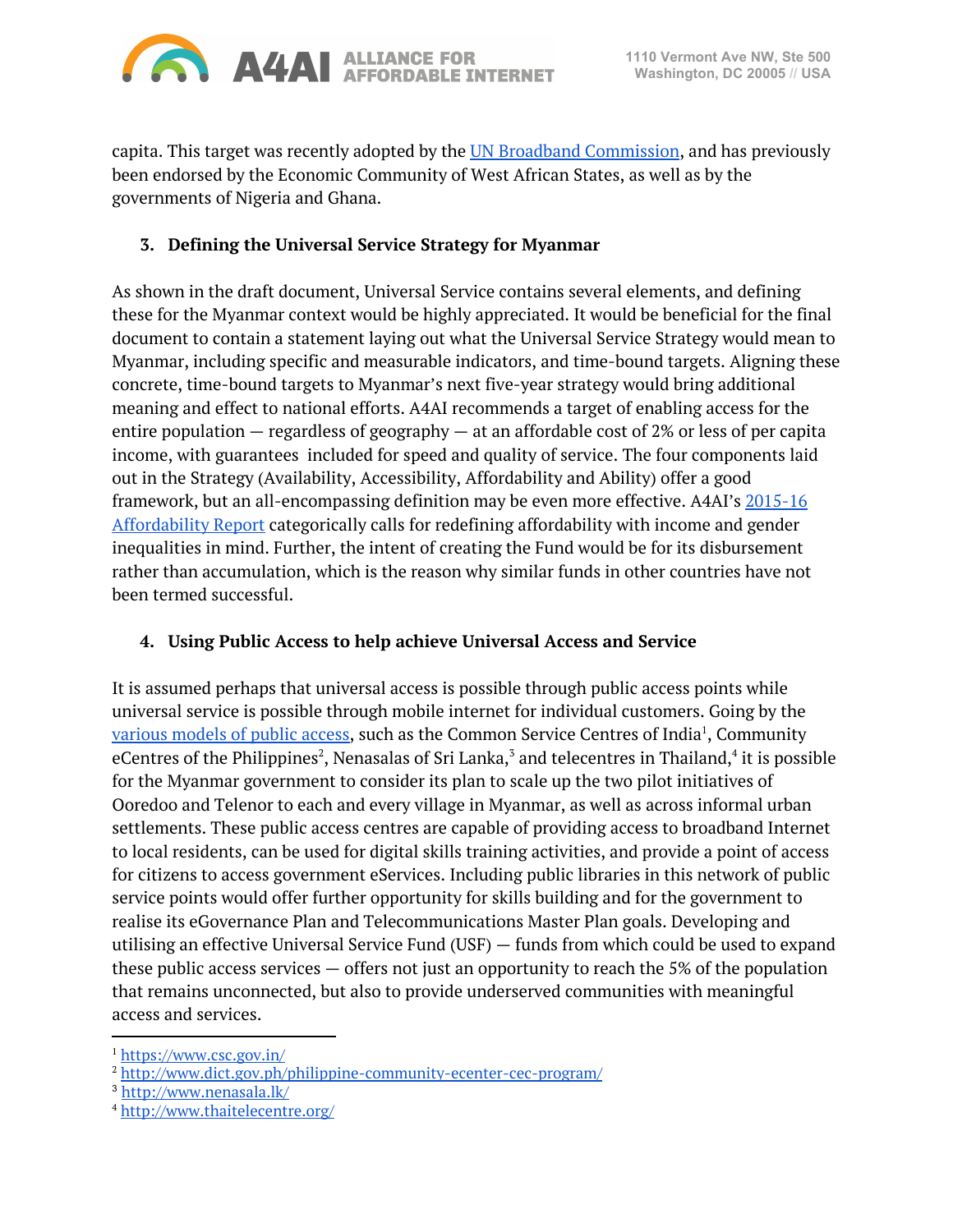capita. This target was recently adopted by the UN Broadband Commission, and has previously been endorsed by the Economic Community of West African States, as well as by the governments of Nigeria and Ghana.

### 3. Defining the Universal Service Strategy for Myanmar

As shown in the draft document, Universal Service contains several elements, and defining these for the Myanmar context would be highly appreciated. It would be beneficial for the final document to contain a statement laying out what the Universal Service Strategy would mean to Myanmar, including specific and measurable indicators, and time-bound targets. Aligning these concrete, time-bound targets to Myanmar's next five-year strategy would bring additional meaning and effect to national efforts. A4AI recommends a target of enabling access for the entire population — regardless of geography — at an affordable cost of 2% or less of per capita income, with guarantees included for speed and quality of service. The four components laid out in the Strategy (Availability, Accessibility, Affordability and Ability) offer a good framework, but an all-encompassing definition may be even more effective. A4AI's 2015-16 Affordability Report categorically calls for redefining affordability with income and gender inequalities in mind. Further, the intent of creating the Fund would be for its disbursement rather than accumulation, which is the reason why similar funds in other countries have not been termed successful.

### 4. Using Public Access to help achieve Universal Access and Service

It is assumed perhaps that universal access is possible through public access points while universal service is possible through mobile internet for individual customers. Going by the various models of public access, such as the Common Service Centres of India[1], Community eCentres of the Philippines[2], Nenasalas of Sri Lanka,[3] and telecentres in Thailand,[4] it is possible for the Myanmar government to consider its plan to scale up the two pilot initiatives of Ooredoo and Telenor to each and every village in Myanmar, as well as across informal urban settlements. These public access centres are capable of providing access to broadband Internet to local residents, can be used for digital skills training activities, and provide a point of access for citizens to access government eServices. Including public libraries in this network of public service points would offer further opportunity for skills building and for the government to realise its eGovernance Plan and Telecommunications Master Plan goals. Developing and utilising an effective Universal Service Fund (USF) — funds from which could be used to expand these public access services — offers not just an opportunity to reach the 5% of the population that remains unconnected, but also to provide underserved communities with meaningful access and services.

---

[1] https://www.csc.gov.in/
[2] http://www.dict.gov.ph/philippine-community-ecenter-cec-program/
[3] http://www.nenasala.lk/
[4] http://www.thaitelecentre.org/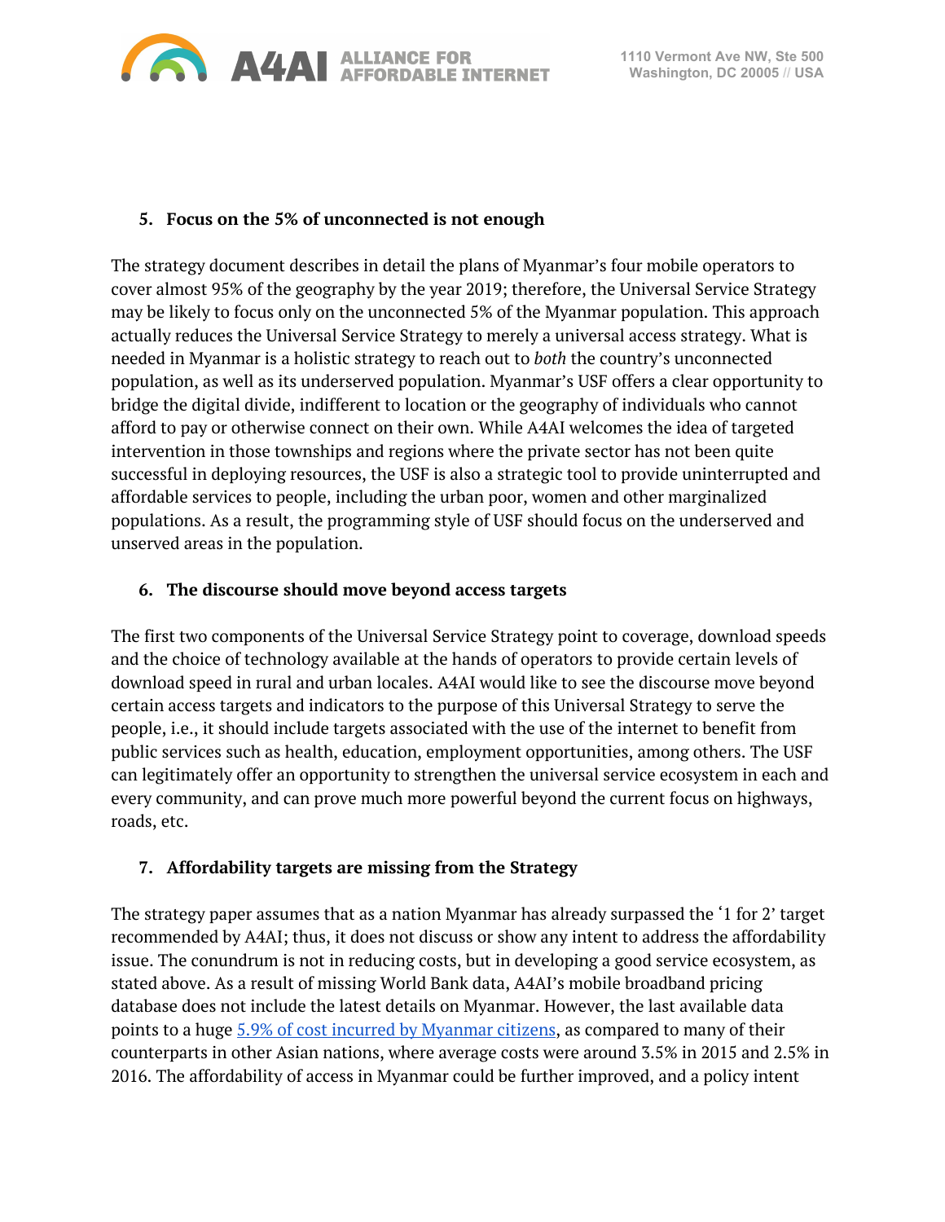5. **Focus on the 5% of unconnected is not enough**

The strategy document describes in detail the plans of Myanmar's four mobile operators to cover almost 95% of the geography by the year 2019; therefore, the Universal Service Strategy may be likely to focus only on the unconnected 5% of the Myanmar population. This approach actually reduces the Universal Service Strategy to merely a universal access strategy. What is needed in Myanmar is a holistic strategy to reach out to *both* the country's unconnected population, as well as its underserved population. Myanmar's USF offers a clear opportunity to bridge the digital divide, indifferent to location or the geography of individuals who cannot afford to pay or otherwise connect on their own. While A4AI welcomes the idea of targeted intervention in those townships and regions where the private sector has not been quite successful in deploying resources, the USF is also a strategic tool to provide uninterrupted and affordable services to people, including the urban poor, women and other marginalized populations. As a result, the programming style of USF should focus on the underserved and unserved areas in the population.

6. **The discourse should move beyond access targets**

The first two components of the Universal Service Strategy point to coverage, download speeds and the choice of technology available at the hands of operators to provide certain levels of download speed in rural and urban locales. A4AI would like to see the discourse move beyond certain access targets and indicators to the purpose of this Universal Strategy to serve the people, i.e., it should include targets associated with the use of the internet to benefit from public services such as health, education, employment opportunities, among others. The USF can legitimately offer an opportunity to strengthen the universal service ecosystem in each and every community, and can prove much more powerful beyond the current focus on highways, roads, etc.

7. **Affordability targets are missing from the Strategy**

The strategy paper assumes that as a nation Myanmar has already surpassed the '1 for 2' target recommended by A4AI; thus, it does not discuss or show any intent to address the affordability issue. The conundrum is not in reducing costs, but in developing a good service ecosystem, as stated above. As a result of missing World Bank data, A4AI's mobile broadband pricing database does not include the latest details on Myanmar. However, the last available data points to a huge [5.9% of cost incurred by Myanmar citizens](), as compared to many of their counterparts in other Asian nations, where average costs were around 3.5% in 2015 and 2.5% in 2016. The affordability of access in Myanmar could be further improved, and a policy intent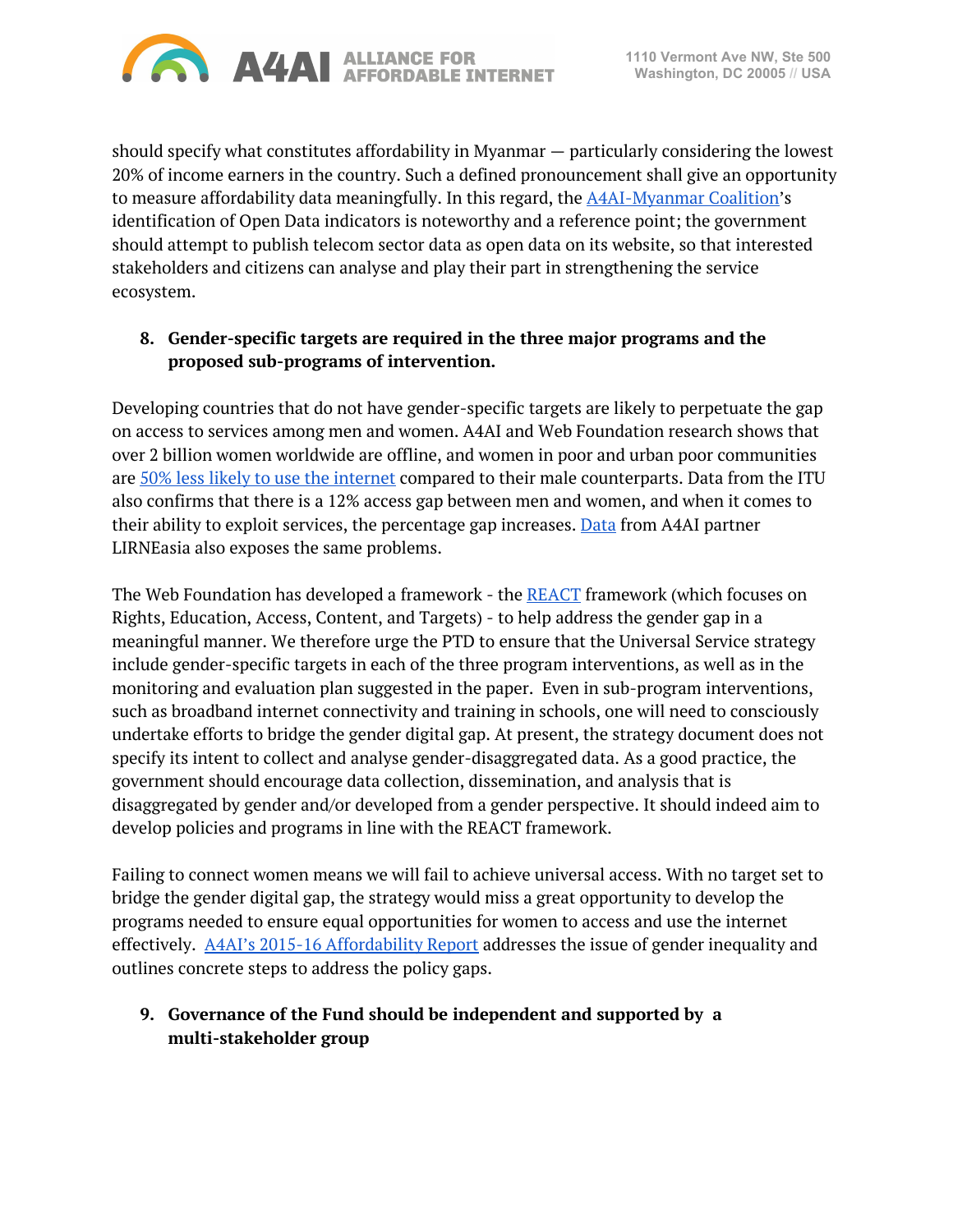should specify what constitutes affordability in Myanmar — particularly considering the lowest 20% of income earners in the country. Such a defined pronouncement shall give an opportunity to measure affordability data meaningfully. In this regard, the A4AI-Myanmar Coalition's identification of Open Data indicators is noteworthy and a reference point; the government should attempt to publish telecom sector data as open data on its website, so that interested stakeholders and citizens can analyse and play their part in strengthening the service ecosystem.

8. **Gender-specific targets are required in the three major programs and the proposed sub-programs of intervention.**

Developing countries that do not have gender-specific targets are likely to perpetuate the gap on access to services among men and women. A4AI and Web Foundation research shows that over 2 billion women worldwide are offline, and women in poor and urban poor communities are 50% less likely to use the internet compared to their male counterparts. Data from the ITU also confirms that there is a 12% access gap between men and women, and when it comes to their ability to exploit services, the percentage gap increases. Data from A4AI partner LIRNEasia also exposes the same problems.

The Web Foundation has developed a framework - the REACT framework (which focuses on Rights, Education, Access, Content, and Targets) - to help address the gender gap in a meaningful manner. We therefore urge the PTD to ensure that the Universal Service strategy include gender-specific targets in each of the three program interventions, as well as in the monitoring and evaluation plan suggested in the paper. Even in sub-program interventions, such as broadband internet connectivity and training in schools, one will need to consciously undertake efforts to bridge the gender digital gap. At present, the strategy document does not specify its intent to collect and analyse gender-disaggregated data. As a good practice, the government should encourage data collection, dissemination, and analysis that is disaggregated by gender and/or developed from a gender perspective. It should indeed aim to develop policies and programs in line with the REACT framework.

Failing to connect women means we will fail to achieve universal access. With no target set to bridge the gender digital gap, the strategy would miss a great opportunity to develop the programs needed to ensure equal opportunities for women to access and use the internet effectively. A4AI's 2015-16 Affordability Report addresses the issue of gender inequality and outlines concrete steps to address the policy gaps.

9. **Governance of the Fund should be independent and supported by a multi-stakeholder group**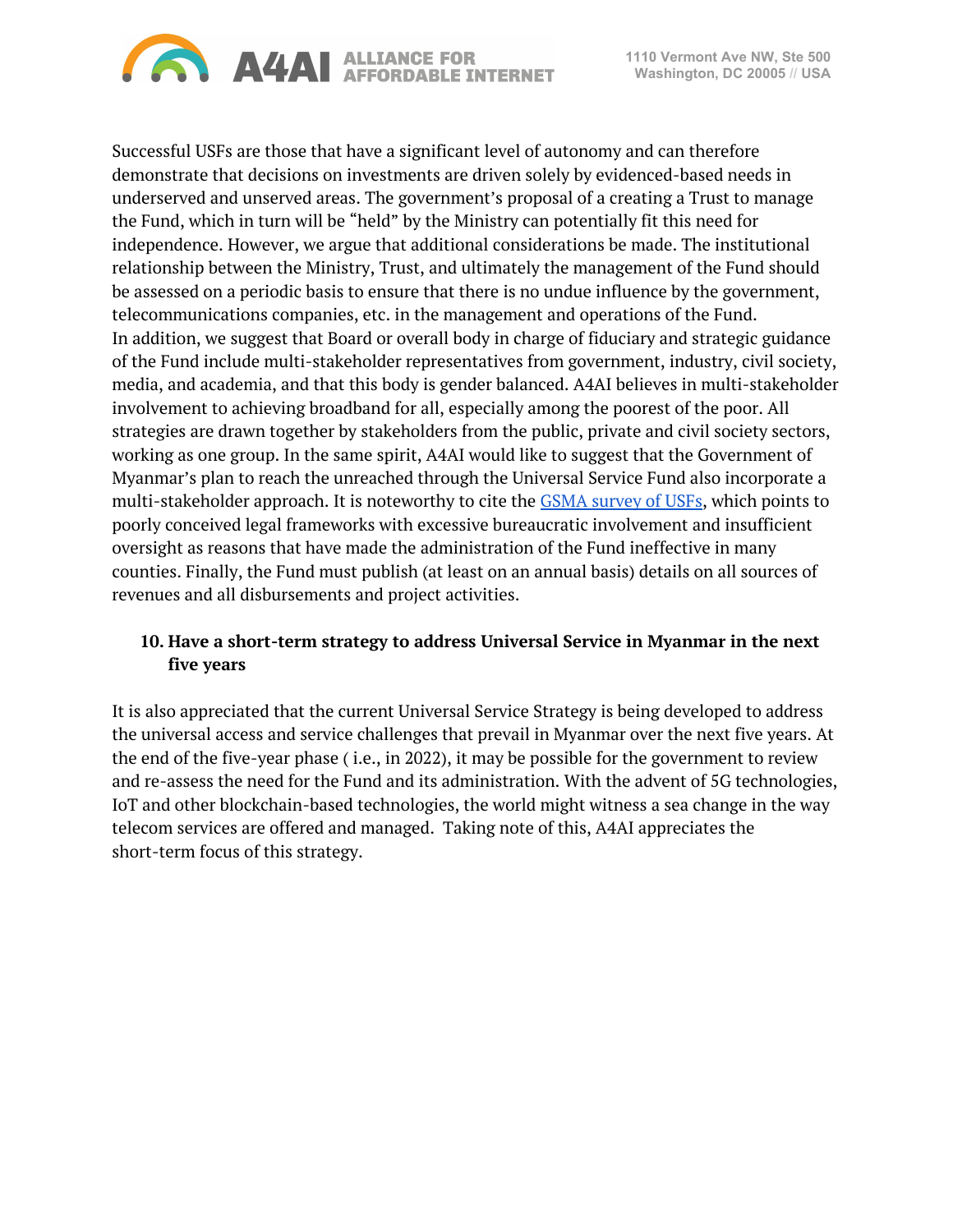Successful USFs are those that have a significant level of autonomy and can therefore demonstrate that decisions on investments are driven solely by evidenced-based needs in underserved and unserved areas. The government's proposal of a creating a Trust to manage the Fund, which in turn will be "held" by the Ministry can potentially fit this need for independence. However, we argue that additional considerations be made. The institutional relationship between the Ministry, Trust, and ultimately the management of the Fund should be assessed on a periodic basis to ensure that there is no undue influence by the government, telecommunications companies, etc. in the management and operations of the Fund. In addition, we suggest that Board or overall body in charge of fiduciary and strategic guidance of the Fund include multi-stakeholder representatives from government, industry, civil society, media, and academia, and that this body is gender balanced. A4AI believes in multi-stakeholder involvement to achieving broadband for all, especially among the poorest of the poor. All strategies are drawn together by stakeholders from the public, private and civil society sectors, working as one group. In the same spirit, A4AI would like to suggest that the Government of Myanmar's plan to reach the unreached through the Universal Service Fund also incorporate a multi-stakeholder approach. It is noteworthy to cite the [GSMA survey of USFs](), which points to poorly conceived legal frameworks with excessive bureaucratic involvement and insufficient oversight as reasons that have made the administration of the Fund ineffective in many counties. Finally, the Fund must publish (at least on an annual basis) details on all sources of revenues and all disbursements and project activities.

### 10. Have a short-term strategy to address Universal Service in Myanmar in the next five years

It is also appreciated that the current Universal Service Strategy is being developed to address the universal access and service challenges that prevail in Myanmar over the next five years. At the end of the five-year phase ( i.e., in 2022), it may be possible for the government to review and re-assess the need for the Fund and its administration. With the advent of 5G technologies, IoT and other blockchain-based technologies, the world might witness a sea change in the way telecom services are offered and managed. Taking note of this, A4AI appreciates the short-term focus of this strategy.